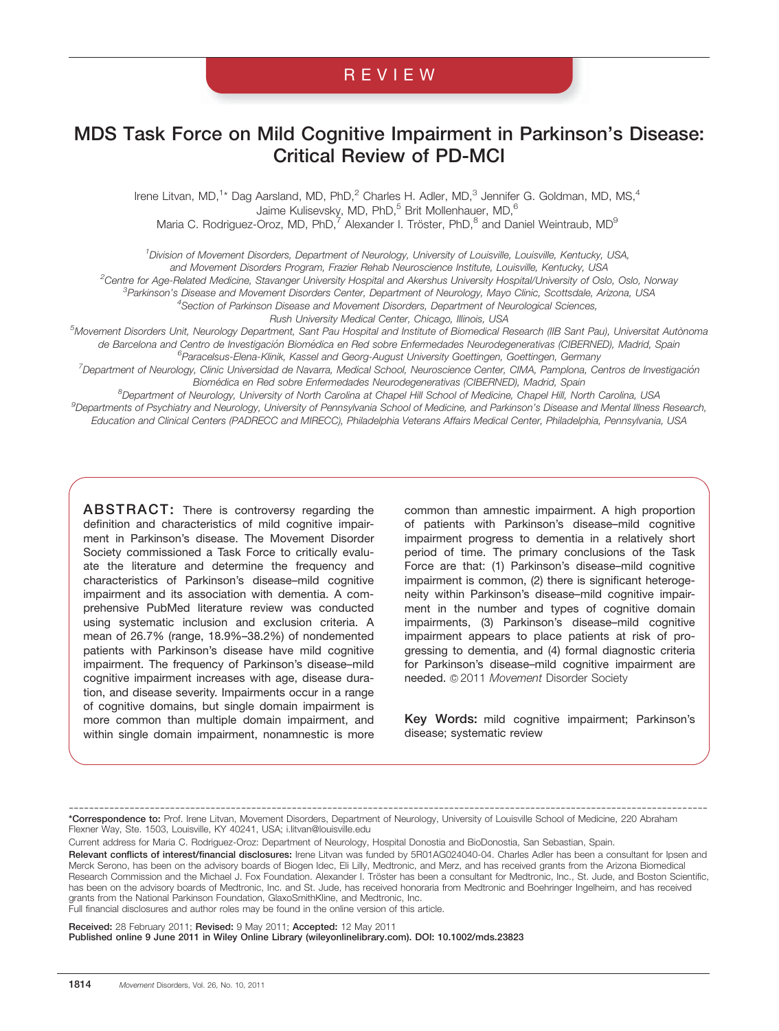REVIEW

# MDS Task Force on Mild Cognitive Impairment in Parkinson's Disease: Critical Review of PD-MCI

Irene Litvan, MD,[1]* Dag Aarsland, MD, PhD,[2] Charles H. Adler, MD,[3] Jennifer G. Goldman, MD, MS,[4] Jaime Kulisevsky, MD, PhD,[5] Brit Mollenhauer, MD,[6] Maria C. Rodriguez-Oroz, MD, PhD,[7] Alexander I. Tröster, PhD,[8] and Daniel Weintraub, MD[9]

[1]Division of Movement Disorders, Department of Neurology, University of Louisville, Louisville, Kentucky, USA, and Movement Disorders Program, Frazier Rehab Neuroscience Institute, Louisville, Kentucky, USA
[2]Centre for Age-Related Medicine, Stavanger University Hospital and Akershus University Hospital/University of Oslo, Oslo, Norway
[3]Parkinson's Disease and Movement Disorders Center, Department of Neurology, Mayo Clinic, Scottsdale, Arizona, USA
[4]Section of Parkinson Disease and Movement Disorders, Department of Neurological Sciences, Rush University Medical Center, Chicago, Illinois, USA
[5]Movement Disorders Unit, Neurology Department, Sant Pau Hospital and Institute of Biomedical Research (IIB Sant Pau), Universitat Autònoma de Barcelona and Centro de Investigación Biomédica en Red sobre Enfermedades Neurodegenerativas (CIBERNED), Madrid, Spain
[6]Paracelsus-Elena-Klinik, Kassel and Georg-August University Goettingen, Goettingen, Germany
[7]Department of Neurology, Clinic Universidad de Navarra, Medical School, Neuroscience Center, CIMA, Pamplona, Centros de Investigación Biomédica en Red sobre Enfermedades Neurodegenerativas (CIBERNED), Madrid, Spain
[8]Department of Neurology, University of North Carolina at Chapel Hill School of Medicine, Chapel Hill, North Carolina, USA
[9]Departments of Psychiatry and Neurology, University of Pennsylvania School of Medicine, and Parkinson's Disease and Mental Illness Research, Education and Clinical Centers (PADRECC and MIRECC), Philadelphia Veterans Affairs Medical Center, Philadelphia, Pennsylvania, USA

**ABSTRACT:** There is controversy regarding the definition and characteristics of mild cognitive impairment in Parkinson's disease. The Movement Disorder Society commissioned a Task Force to critically evaluate the literature and determine the frequency and characteristics of Parkinson's disease–mild cognitive impairment and its association with dementia. A comprehensive PubMed literature review was conducted using systematic inclusion and exclusion criteria. A mean of 26.7% (range, 18.9%–38.2%) of nondemented patients with Parkinson's disease have mild cognitive impairment. The frequency of Parkinson's disease–mild cognitive impairment increases with age, disease duration, and disease severity. Impairments occur in a range of cognitive domains, but single domain impairment is more common than multiple domain impairment, and within single domain impairment, nonamnestic is more common than amnestic impairment. A high proportion of patients with Parkinson's disease–mild cognitive impairment progress to dementia in a relatively short period of time. The primary conclusions of the Task Force are that: (1) Parkinson's disease–mild cognitive impairment is common, (2) there is significant heterogeneity within Parkinson's disease–mild cognitive impairment in the number and types of cognitive domain impairments, (3) Parkinson's disease–mild cognitive impairment appears to place patients at risk of progressing to dementia, and (4) formal diagnostic criteria for Parkinson's disease–mild cognitive impairment are needed. © 2011 *Movement* Disorder Society

**Key Words:** mild cognitive impairment; Parkinson's disease; systematic review

---

**\*Correspondence to:** Prof. Irene Litvan, Movement Disorders, Department of Neurology, University of Louisville School of Medicine, 220 Abraham Flexner Way, Ste. 1503, Louisville, KY 40241, USA; i.litvan@louisville.edu

Current address for Maria C. Rodriguez-Oroz: Department of Neurology, Hospital Donostia and BioDonostia, San Sebastian, Spain.

**Relevant conflicts of interest/financial disclosures:** Irene Litvan was funded by 5R01AG024040-04. Charles Adler has been a consultant for Ipsen and Merck Serono, has been on the advisory boards of Biogen Idec, Eli Lilly, Medtronic, and Merz, and has received grants from the Arizona Biomedical Research Commission and the Michael J. Fox Foundation. Alexander I. Tröster has been a consultant for Medtronic, Inc., St. Jude, and Boston Scientific, has been on the advisory boards of Medtronic, Inc. and St. Jude, has received honoraria from Medtronic and Boehringer Ingelheim, and has received grants from the National Parkinson Foundation, GlaxoSmithKline, and Medtronic, Inc.
Full financial disclosures and author roles may be found in the online version of this article.

**Received:** 28 February 2011; **Revised:** 9 May 2011; **Accepted:** 12 May 2011
**Published online 9 June 2011 in Wiley Online Library (wileyonlinelibrary.com). DOI: 10.1002/mds.23823**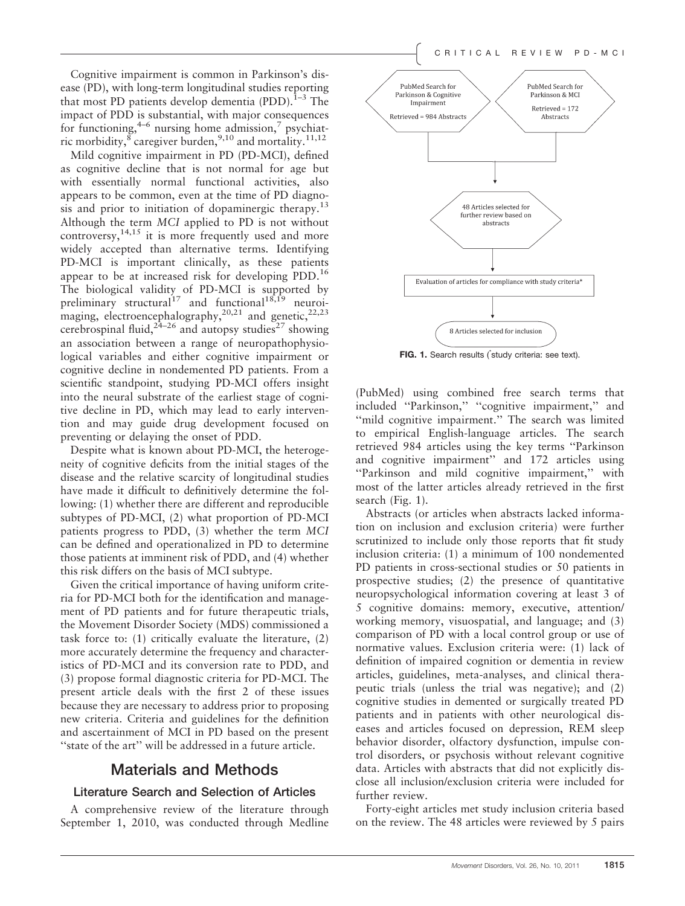Cognitive impairment is common in Parkinson's disease (PD), with long-term longitudinal studies reporting that most PD patients develop dementia (PDD).[1–3] The impact of PDD is substantial, with major consequences for functioning,[4–6] nursing home admission,[7] psychiatric morbidity,[8] caregiver burden,[9,10] and mortality.[11,12]

Mild cognitive impairment in PD (PD-MCI), defined as cognitive decline that is not normal for age but with essentially normal functional activities, also appears to be common, even at the time of PD diagnosis and prior to initiation of dopaminergic therapy.[13] Although the term *MCI* applied to PD is not without controversy,[14,15] it is more frequently used and more widely accepted than alternative terms. Identifying PD-MCI is important clinically, as these patients appear to be at increased risk for developing PDD.[16] The biological validity of PD-MCI is supported by preliminary structural[17] and functional[18,19] neuroimaging, electroencephalography,[20,21] and genetic,[22,23] cerebrospinal fluid,[24–26] and autopsy studies[27] showing an association between a range of neuropathophysiological variables and either cognitive impairment or cognitive decline in nondemented PD patients. From a scientific standpoint, studying PD-MCI offers insight into the neural substrate of the earliest stage of cognitive decline in PD, which may lead to early intervention and may guide drug development focused on preventing or delaying the onset of PDD.

Despite what is known about PD-MCI, the heterogeneity of cognitive deficits from the initial stages of the disease and the relative scarcity of longitudinal studies have made it difficult to definitively determine the following: (1) whether there are different and reproducible subtypes of PD-MCI, (2) what proportion of PD-MCI patients progress to PDD, (3) whether the term *MCI* can be defined and operationalized in PD to determine those patients at imminent risk of PDD, and (4) whether this risk differs on the basis of MCI subtype.

Given the critical importance of having uniform criteria for PD-MCI both for the identification and management of PD patients and for future therapeutic trials, the Movement Disorder Society (MDS) commissioned a task force to: (1) critically evaluate the literature, (2) more accurately determine the frequency and characteristics of PD-MCI and its conversion rate to PDD, and (3) propose formal diagnostic criteria for PD-MCI. The present article deals with the first 2 of these issues because they are necessary to address prior to proposing new criteria. Criteria and guidelines for the definition and ascertainment of MCI in PD based on the present "state of the art" will be addressed in a future article.

# Materials and Methods

## Literature Search and Selection of Articles

A comprehensive review of the literature through September 1, 2010, was conducted through Medline (PubMed) using combined free search terms that included "Parkinson," "cognitive impairment," and "mild cognitive impairment." The search was limited to empirical English-language articles. The search retrieved 984 articles using the key terms "Parkinson and cognitive impairment" and 172 articles using "Parkinson and mild cognitive impairment," with most of the latter articles already retrieved in the first search (Fig. 1).

PubMed Search for Parkinson & Cognitive Impairment — Retrieved = 984 Abstracts

PubMed Search for Parkinson & MCI — Retrieved = 172 Abstracts

48 Articles selected for further review based on abstracts

Evaluation of articles for compliance with study criteria*

8 Articles selected for inclusion

**FIG. 1.** Search results (*study criteria: see text).

Abstracts (or articles when abstracts lacked information on inclusion and exclusion criteria) were further scrutinized to include only those reports that fit study inclusion criteria: (1) a minimum of 100 nondemented PD patients in cross-sectional studies or 50 patients in prospective studies; (2) the presence of quantitative neuropsychological information covering at least 3 of 5 cognitive domains: memory, executive, attention/working memory, visuospatial, and language; and (3) comparison of PD with a local control group or use of normative values. Exclusion criteria were: (1) lack of definition of impaired cognition or dementia in review articles, guidelines, meta-analyses, and clinical therapeutic trials (unless the trial was negative); and (2) cognitive studies in demented or surgically treated PD patients and in patients with other neurological diseases and articles focused on depression, REM sleep behavior disorder, olfactory dysfunction, impulse control disorders, or psychosis without relevant cognitive data. Articles with abstracts that did not explicitly disclose all inclusion/exclusion criteria were included for further review.

Forty-eight articles met study inclusion criteria based on the review. The 48 articles were reviewed by 5 pairs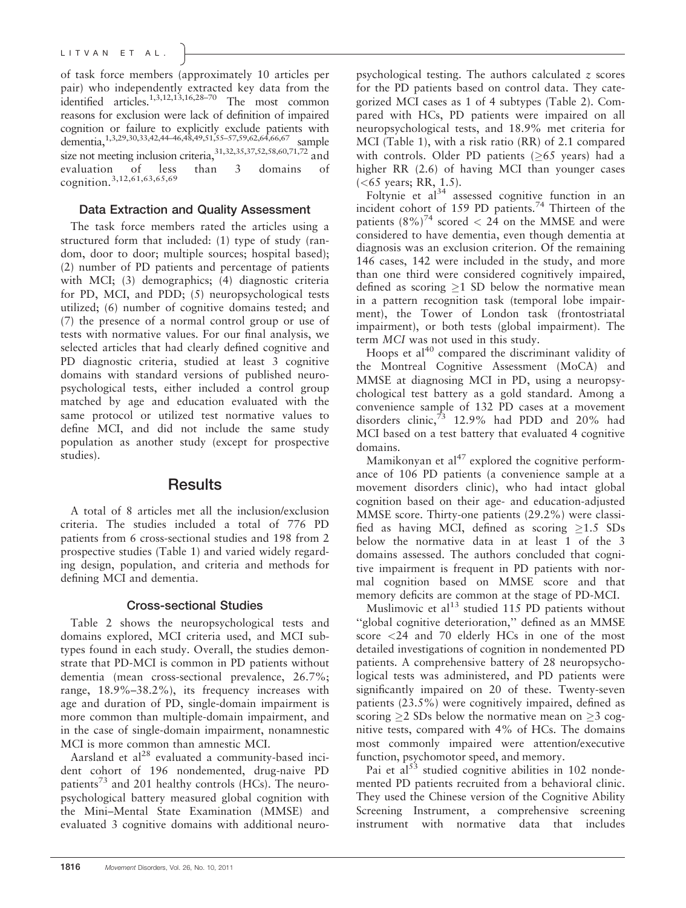of task force members (approximately 10 articles per pair) who independently extracted key data from the identified articles.[1,3,12,13,16,28–70] The most common reasons for exclusion were lack of definition of impaired cognition or failure to explicitly exclude patients with dementia,[1,3,29,30,33,42,44–46,48,49,51,55–57,59,62,64,66,67] sample size not meeting inclusion criteria,[31,32,35,37,52,58,60,71,72] and evaluation of less than 3 domains of cognition.[3,12,61,63,65,69]

### Data Extraction and Quality Assessment

The task force members rated the articles using a structured form that included: (1) type of study (random, door to door; multiple sources; hospital based); (2) number of PD patients and percentage of patients with MCI; (3) demographics; (4) diagnostic criteria for PD, MCI, and PDD; (5) neuropsychological tests utilized; (6) number of cognitive domains tested; and (7) the presence of a normal control group or use of tests with normative values. For our final analysis, we selected articles that had clearly defined cognitive and PD diagnostic criteria, studied at least 3 cognitive domains with standard versions of published neuropsychological tests, either included a control group matched by age and education evaluated with the same protocol or utilized test normative values to define MCI, and did not include the same study population as another study (except for prospective studies).

## Results

A total of 8 articles met all the inclusion/exclusion criteria. The studies included a total of 776 PD patients from 6 cross-sectional studies and 198 from 2 prospective studies (Table 1) and varied widely regarding design, population, and criteria and methods for defining MCI and dementia.

### Cross-sectional Studies

Table 2 shows the neuropsychological tests and domains explored, MCI criteria used, and MCI subtypes found in each study. Overall, the studies demonstrate that PD-MCI is common in PD patients without dementia (mean cross-sectional prevalence, 26.7%; range, 18.9%–38.2%), its frequency increases with age and duration of PD, single-domain impairment is more common than multiple-domain impairment, and in the case of single-domain impairment, nonamnestic MCI is more common than amnestic MCI.

Aarsland et al[28] evaluated a community-based incident cohort of 196 nondemented, drug-naive PD patients[73] and 201 healthy controls (HCs). The neuropsychological battery measured global cognition with the Mini–Mental State Examination (MMSE) and evaluated 3 cognitive domains with additional neuropsychological testing. The authors calculated $z$ scores for the PD patients based on control data. They categorized MCI cases as 1 of 4 subtypes (Table 2). Compared with HCs, PD patients were impaired on all neuropsychological tests, and 18.9% met criteria for MCI (Table 1), with a risk ratio (RR) of 2.1 compared with controls. Older PD patients ($\geq$65 years) had a higher RR (2.6) of having MCI than younger cases (<65 years; RR, 1.5).

Foltynie et al[34] assessed cognitive function in an incident cohort of 159 PD patients.[74] Thirteen of the patients (8%)[74] scored < 24 on the MMSE and were considered to have dementia, even though dementia at diagnosis was an exclusion criterion. Of the remaining 146 cases, 142 were included in the study, and more than one third were considered cognitively impaired, defined as scoring $\geq$1 SD below the normative mean in a pattern recognition task (temporal lobe impairment), the Tower of London task (frontostriatal impairment), or both tests (global impairment). The term *MCI* was not used in this study.

Hoops et al[40] compared the discriminant validity of the Montreal Cognitive Assessment (MoCA) and MMSE at diagnosing MCI in PD, using a neuropsychological test battery as a gold standard. Among a convenience sample of 132 PD cases at a movement disorders clinic,[73] 12.9% had PDD and 20% had MCI based on a test battery that evaluated 4 cognitive domains.

Mamikonyan et al[47] explored the cognitive performance of 106 PD patients (a convenience sample at a movement disorders clinic), who had intact global cognition based on their age- and education-adjusted MMSE score. Thirty-one patients (29.2%) were classified as having MCI, defined as scoring $\geq$1.5 SDs below the normative data in at least 1 of the 3 domains assessed. The authors concluded that cognitive impairment is frequent in PD patients with normal cognition based on MMSE score and that memory deficits are common at the stage of PD-MCI.

Muslimovic et al[13] studied 115 PD patients without "global cognitive deterioration," defined as an MMSE score <24 and 70 elderly HCs in one of the most detailed investigations of cognition in nondemented PD patients. A comprehensive battery of 28 neuropsychological tests was administered, and PD patients were significantly impaired on 20 of these. Twenty-seven patients (23.5%) were cognitively impaired, defined as scoring $\geq$2 SDs below the normative mean on $\geq$3 cognitive tests, compared with 4% of HCs. The domains most commonly impaired were attention/executive function, psychomotor speed, and memory.

Pai et al[53] studied cognitive abilities in 102 nondemented PD patients recruited from a behavioral clinic. They used the Chinese version of the Cognitive Ability Screening Instrument, a comprehensive screening instrument with normative data that includes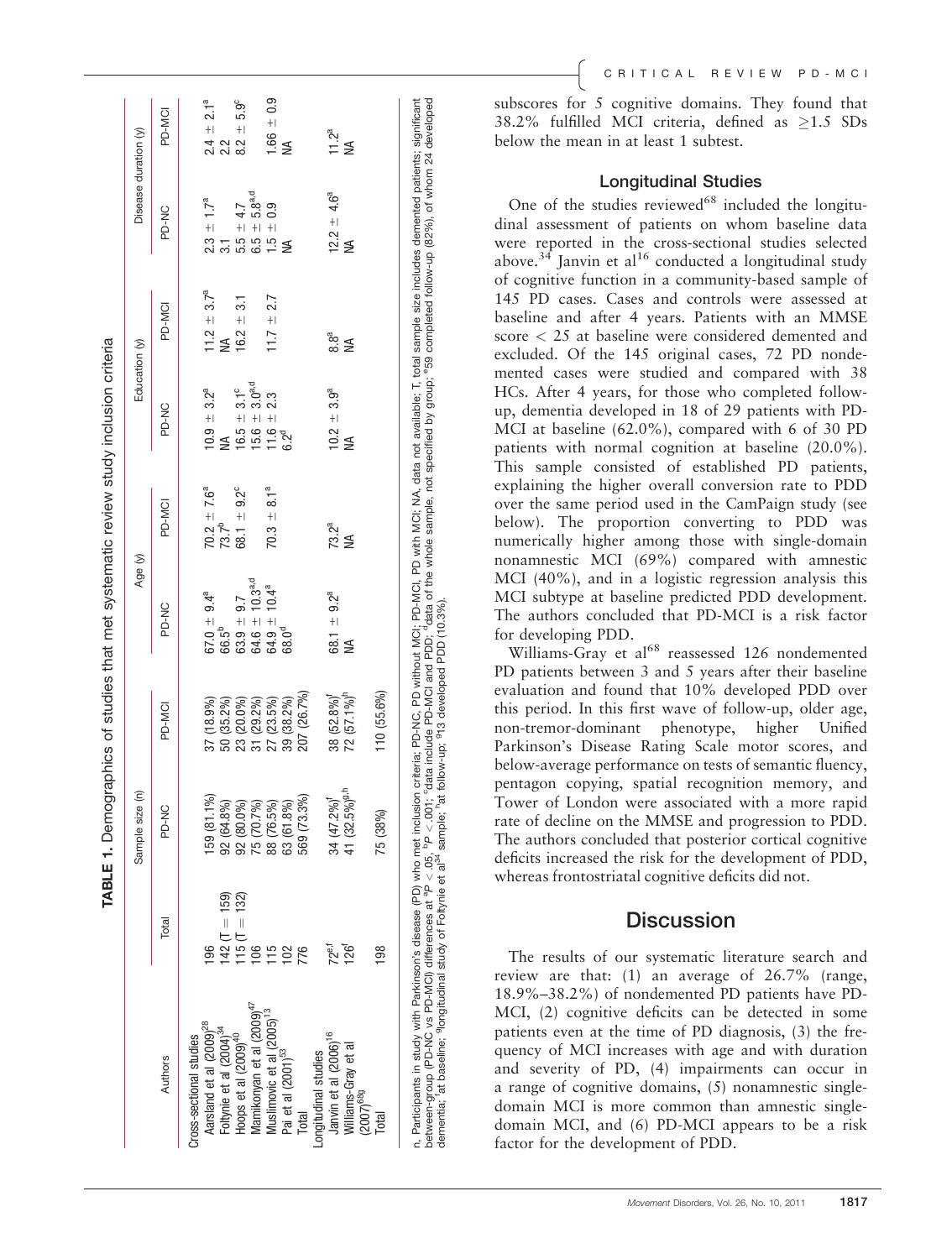**TABLE 1.** Demographics of studies that met systematic review study inclusion criteria

| Authors | Sample size (n) | | | Age (y) | | Education (y) | | Disease duration (y) | |
|---|---|---|---|---|---|---|---|---|---|
| | Total | PD-NC | PD-MCI | PD-NC | PD-MCI | PD-NC | PD-MCI | PD-NC | PD-MCI |
| Cross-sectional studies | | | | | | | | | |
| Aarsland et al (2009)[28] | 196 | 159 (81.1%) | 37 (18.9%) | 67.0 ± 9.4[a] | 70.2 ± 7.6[a] | 10.9 ± 3.2[a] | 11.2 ± 3.7[a] | 2.3 ± 1.7[a] | 2.4 ± 2.1[a] |
| Foltynie et al (2004)[34] | 142 (T = 159) | 92 (64.8%) | 50 (35.2%) | 66.5[b] | 73.7[b] | NA | NA | 3.1 | 2.2 |
| Hoops et al (2009)[40] | 115 (T = 132) | 92 (80.0%) | 23 (20.0%) | 63.9 ± 9.7 | 68.1 ± 9.2[c] | 16.5 ± 3.1[c] | 16.2 ± 3.1 | 5.5 ± 4.7 | 8.2 ± 5.9[c] |
| Mamikonyan et al (2009)[47] | 106 | 75 (70.7%) | 31 (29.2%) | 64.6 ± 10.3[a,d] | | 15.6 ± 3.0[a,d] | | 6.5 ± 5.8[a,d] | |
| Muslimovic et al (2005)[13] | 115 | 88 (76.5%) | 27 (23.5%) | 64.9 ± 10.4[a] | 70.3 ± 8.1[a] | 11.6 ± 2.3 | 11.7 ± 2.7 | 1.5 ± 0.9 | 1.66 ± 0.9 |
| Pai et al (2001)[53] | 102 | 63 (61.8%) | 39 (38.2%) | 68.0[d] | | 6.2[d] | | NA | NA |
| Total | 776 | 569 (73.3%) | 207 (26.7%) | | | | | | |
| Longitudinal studies | | | | | | | | | |
| Janvin et al (2006)[16] | 72[e,f] | 34 (47.2%)[f] | 38 (52.8%)[f] | 68.1 ± 9.2[a] | 73.2[a] | 10.2 ± 3.9[a] | 8.8[a] | 12.2 ± 4.6[a] | 11.2[a] |
| Williams-Gray et al (2007)[68g] | 126[f] | 41 (32.5%)[g,h] | 72 (57.1%)[h] | NA | NA | NA | NA | NA | NA |
| Total | 198 | 75 (38%) | 110 (55.6%) | | | | | | |

n, Participants in study with Parkinson's disease (PD) who met inclusion criteria; PD-NC, PD without MCI; PD-MCI, PD with MCI; NA, data not available; T, total sample size includes demented patients; significant between-group (PD-NC vs PD-MCI) differences at [a]$P < .05$, [b]$P < .001$; [c]data include PD-MCI and PDD; [d]data of the whole sample, not specified by group; [e]59 completed follow-up (82%), of whom 24 developed dementia; [f]at baseline; [g]longitudinal study of Foltynie et al[34] sample; [h]at follow-up; [g]13 developed PDD (10.3%).

subscores for 5 cognitive domains. They found that 38.2% fulfilled MCI criteria, defined as ≥1.5 SDs below the mean in at least 1 subtest.

## Longitudinal Studies

One of the studies reviewed[68] included the longitudinal assessment of patients on whom baseline data were reported in the cross-sectional studies selected above.[34] Janvin et al[16] conducted a longitudinal study of cognitive function in a community-based sample of 145 PD cases. Cases and controls were assessed at baseline and after 4 years. Patients with an MMSE score < 25 at baseline were considered demented and excluded. Of the 145 original cases, 72 PD nondemented cases were studied and compared with 38 HCs. After 4 years, for those who completed follow-up, dementia developed in 18 of 29 patients with PD-MCI at baseline (62.0%), compared with 6 of 30 PD patients with normal cognition at baseline (20.0%). This sample consisted of established PD patients, explaining the higher overall conversion rate to PDD over the same period used in the CamPaign study (see below). The proportion converting to PDD was numerically higher among those with single-domain nonamnestic MCI (69%) compared with amnestic MCI (40%), and in a logistic regression analysis this MCI subtype at baseline predicted PDD development. The authors concluded that PD-MCI is a risk factor for developing PDD.

Williams-Gray et al[68] reassessed 126 nondemented PD patients between 3 and 5 years after their baseline evaluation and found that 10% developed PDD over this period. In this first wave of follow-up, older age, non-tremor-dominant phenotype, higher Unified Parkinson's Disease Rating Scale motor scores, and below-average performance on tests of semantic fluency, pentagon copying, spatial recognition memory, and Tower of London were associated with a more rapid rate of decline on the MMSE and progression to PDD. The authors concluded that posterior cortical cognitive deficits increased the risk for the development of PDD, whereas frontostriatal cognitive deficits did not.

# Discussion

The results of our systematic literature search and review are that: (1) an average of 26.7% (range, 18.9%–38.2%) of nondemented PD patients have PD-MCI, (2) cognitive deficits can be detected in some patients even at the time of PD diagnosis, (3) the frequency of MCI increases with age and with duration and severity of PD, (4) impairments can occur in a range of cognitive domains, (5) nonamnestic single-domain MCI is more common than amnestic single-domain MCI, and (6) PD-MCI appears to be a risk factor for the development of PDD.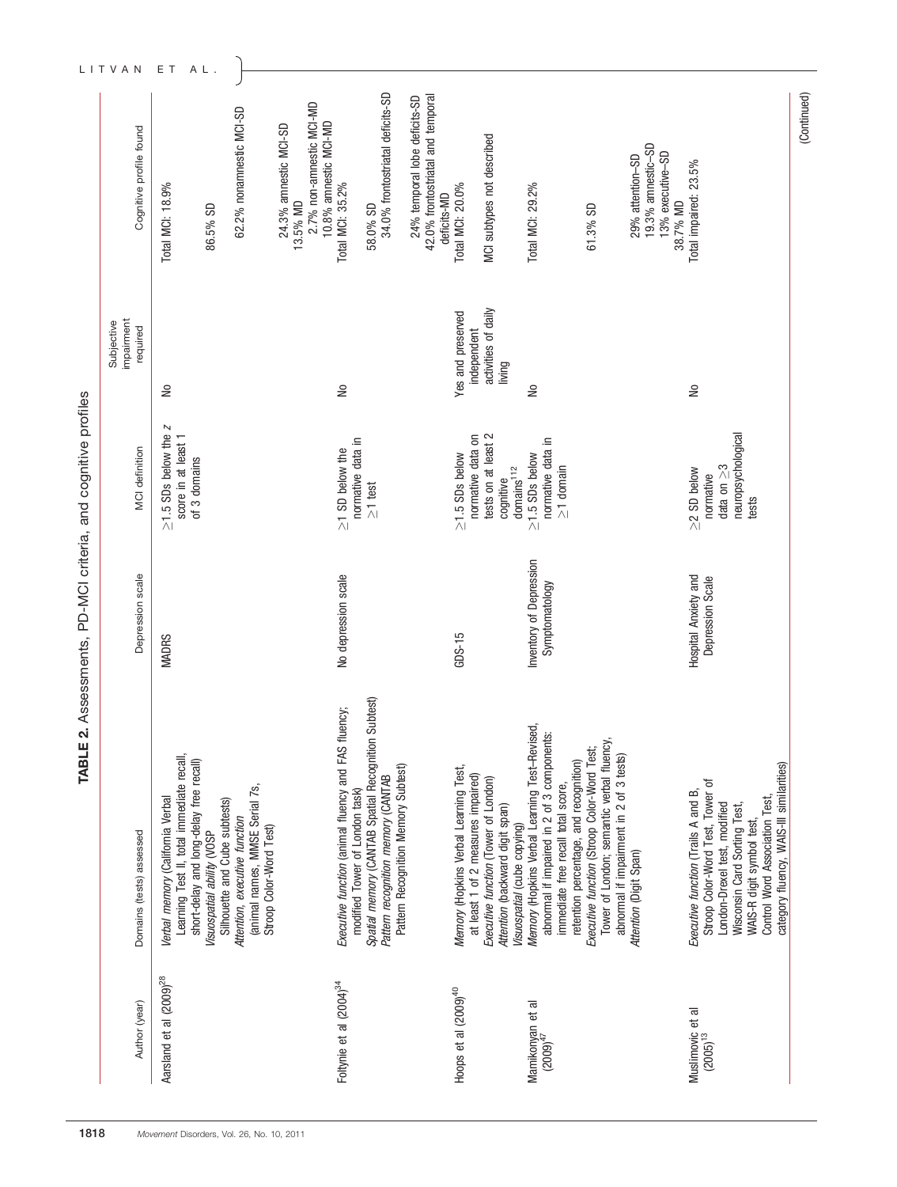**TABLE 2.** Assessments, PD-MCI criteria, and cognitive profiles

| Author (year) | Domains (tests) assessed | Depression scale | MCI definition | Subjective impairment required | Cognitive profile found |
|---|---|---|---|---|---|
| Aarsland et al (2009)[28] | *Verbal memory* (California Verbal Learning Test II, total immediate recall, short-delay and long-delay free recall) *Visuospatial ability* (VOSP Silhouette and Cube subtests) *Attention, executive function* (animal names, MMSE Serial 7s, Stroop Color-Word Test) | MADRS | ≥1.5 SDs below the z score in at least 1 of 3 domains | No | Total MCI: 18.9%<br>86.5% SD<br>62.2% nonamnestic MCI-SD<br>24.3% amnestic MCI-SD<br>13.5% MD<br>2.7% non-amnestic MCI-MD<br>10.8% amnestic MCI-MD |
| Foltynie et al (2004)[34] | *Executive function* (animal fluency and FAS fluency; modified Tower of London task) *Spatial memory* (CANTAB Spatial Recognition Subtest) *Pattern recognition memory* (CANTAB Pattern Recognition Memory Subtest) | No depression scale | ≥1 SD below the normative data in ≥1 test | No | Total MCI: 35.2%<br>58.0% SD<br>34.0% frontostriatal deficits-SD<br>24% temporal lobe deficits-SD<br>42.0% frontostriatal and temporal deficits-MD |
| Hoops et al (2009)[40] | *Memory* (Hopkins Verbal Learning Test, at least 1 of 2 measures impaired) *Executive function* (Tower of London) *Attention* (backward digit span) *Visuospatial* (cube copying) | GDS-15 | ≥1.5 SDs below normative data on tests on at least 2 cognitive domains[112] | Yes and preserved independent activities of daily living | Total MCI: 20.0%<br>MCI subtypes not described |
| Mamikonyan et al (2009)[47] | *Memory* (Hopkins Verbal Learning Test–Revised, abnormal if impaired in 2 of 3 components: immediate free recall total score, retention percentage, and recognition) *Executive function* (Stroop Color-Word Test; Tower of London; semantic verbal fluency, abnormal if impairment in 2 of 3 tests) *Attention* (Digit Span) | Inventory of Depression Symptomatology | ≥1.5 SDs below normative data in ≥1 domain | No | Total MCI: 29.2%<br>61.3% SD<br>29% attention–SD<br>19.3% amnestic–SD<br>13% executive–SD<br>38.7% MD |
| Muslimovic et al (2005)[13] | *Executive function* (Trails A and B, Stroop Color-Word Test, Tower of London-Drexel test, modified Wisconsin Card Sorting Test, WAIS-R digit symbol test, Control Word Association Test, category fluency, WAIS-III similarities) | Hospital Anxiety and Depression Scale | ≥2 SD below normative data on ≥3 neuropsychological tests | No | Total impaired: 23.5% |

(Continued)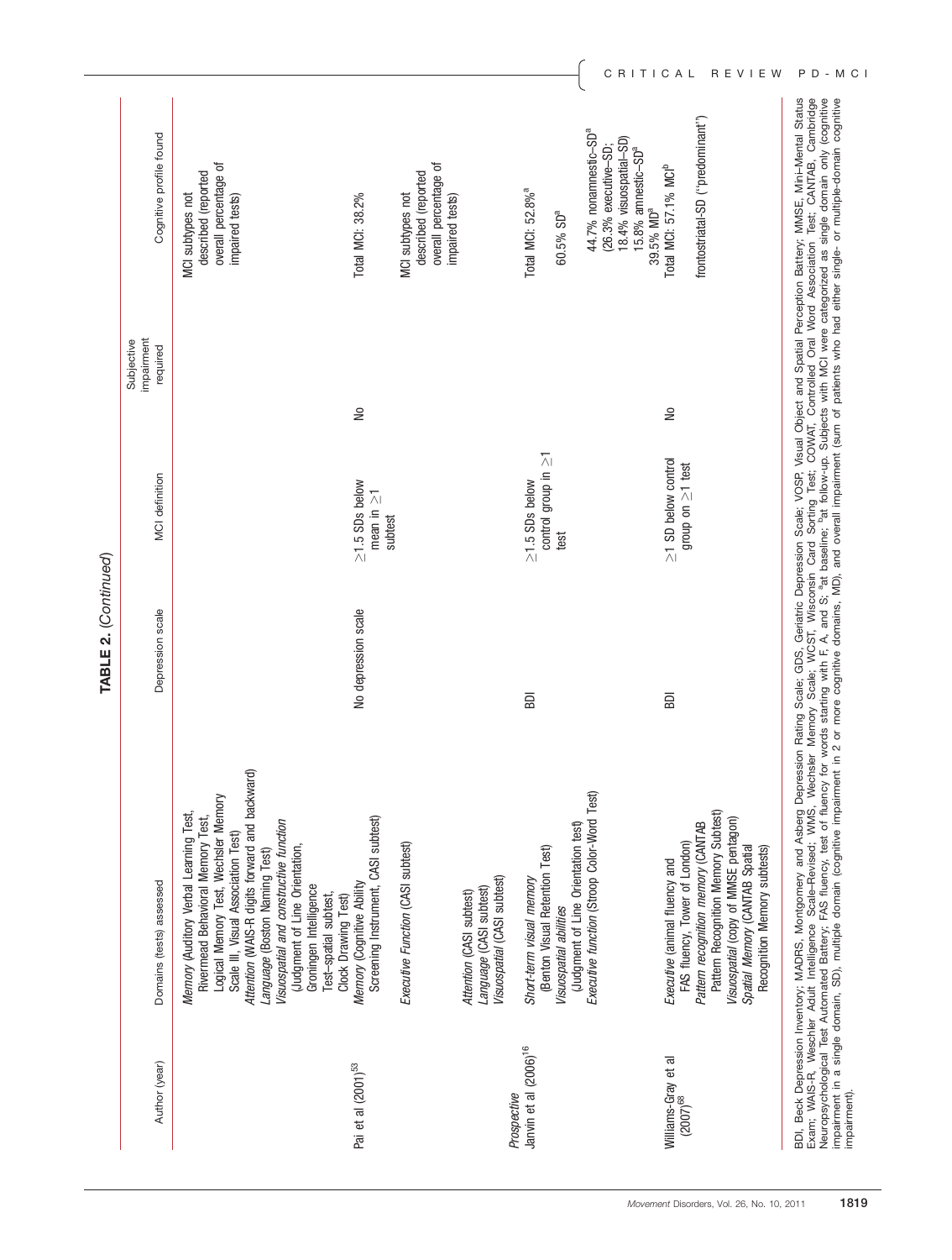**TABLE 2.** *(Continued)*

| Author (year) | Domains (tests) assessed | Depression scale | MCI definition | Subjective impairment required | Cognitive profile found |
|---|---|---|---|---|---|
| | *Memory* (Auditory Verbal Learning Test, Rivermead Behavioral Memory Test, Logical Memory Test, Wechsler Memory Scale III, Visual Association Test)<br>*Attention* (WAIS-R digits forward and backward)<br>*Language* (Boston Naming Test)<br>*Visuospatial and constructive function* (Judgment of Line Orientation, Groningen Intelligence Test–spatial subtest, Clock Drawing Test) | | | | MCI subtypes not described (reported overall percentage of impaired tests) |
| Pai et al (2001)[53] | *Memory* (Cognitive Ability Screening Instrument, CASI subtest)<br>*Executive Function* (CASI subtest)<br>*Attention* (CASI subtest)<br>*Language* (CASI subtest)<br>*Visuospatial* (CASI subtest) | No depression scale | ≥1.5 SDs below mean in ≥1 subtest | No | Total MCI: 38.2%<br>MCI subtypes not described (reported overall percentage of impaired tests) |
| *Prospective* | | | | | |
| Janvin et al (2006)[16] | *Short-term visual memory* (Benton Visual Retention Test)<br>*Visuospatial abilities* (Judgment of Line Orientation test)<br>*Executive function* (Stroop Color-Word Test) | BDI | ≥1.5 SDs below control group in ≥1 test | | Total MCI: 52.8%[a]<br>60.5% SD[a]<br>44.7% nonamnestic–SD[a] (26.3% executive–SD; 18.4% visuospatial–SD)<br>15.8% amnestic–SD[a]<br>39.5% MD[a] |
| Williams-Gray et al (2007)[68] | *Executive* (animal fluency and FAS fluency, Tower of London)<br>*Pattern recognition memory* (CANTAB Pattern Recognition Memory Subtest)<br>*Visuospatial* (copy of MMSE pentagon)<br>*Spatial Memory* (CANTAB Spatial Recognition Memory subtests) | BDI | ≥1 SD below control group on ≥1 test | No | Total MCI: 57.1% MCI[b]<br>frontostriatal-SD ("predominant") |

BDI, Beck Depression Inventory; MADRS, Montgomery and Asberg Depression Rating Scale; GDS, Geriatric Depression Scale; VOSP, Visual Object and Spatial Perception Battery; MMSE, Mini-Mental Status Exam; WAIS-R, Weschler Adult Intelligence Scale-Revised; WMS, Wechsler Memory Scale; WCST, Wisconsin Card Sorting Test; COWAT, Controlled Oral Word Association Test; CANTAB, Cambridge Neuropsychological Test Automated Battery; FAS fluency, test of fluency for words starting with F, A, and S; [a]at baseline; [b]at follow-up. Subjects with MCI were categorized as single domain only (cognitive impairment in a single domain, SD), multiple domain (cognitive impairment in 2 or more cognitive domains, MD), and overall impairment (sum of patients who had either single- or multiple-domain cognitive impairment).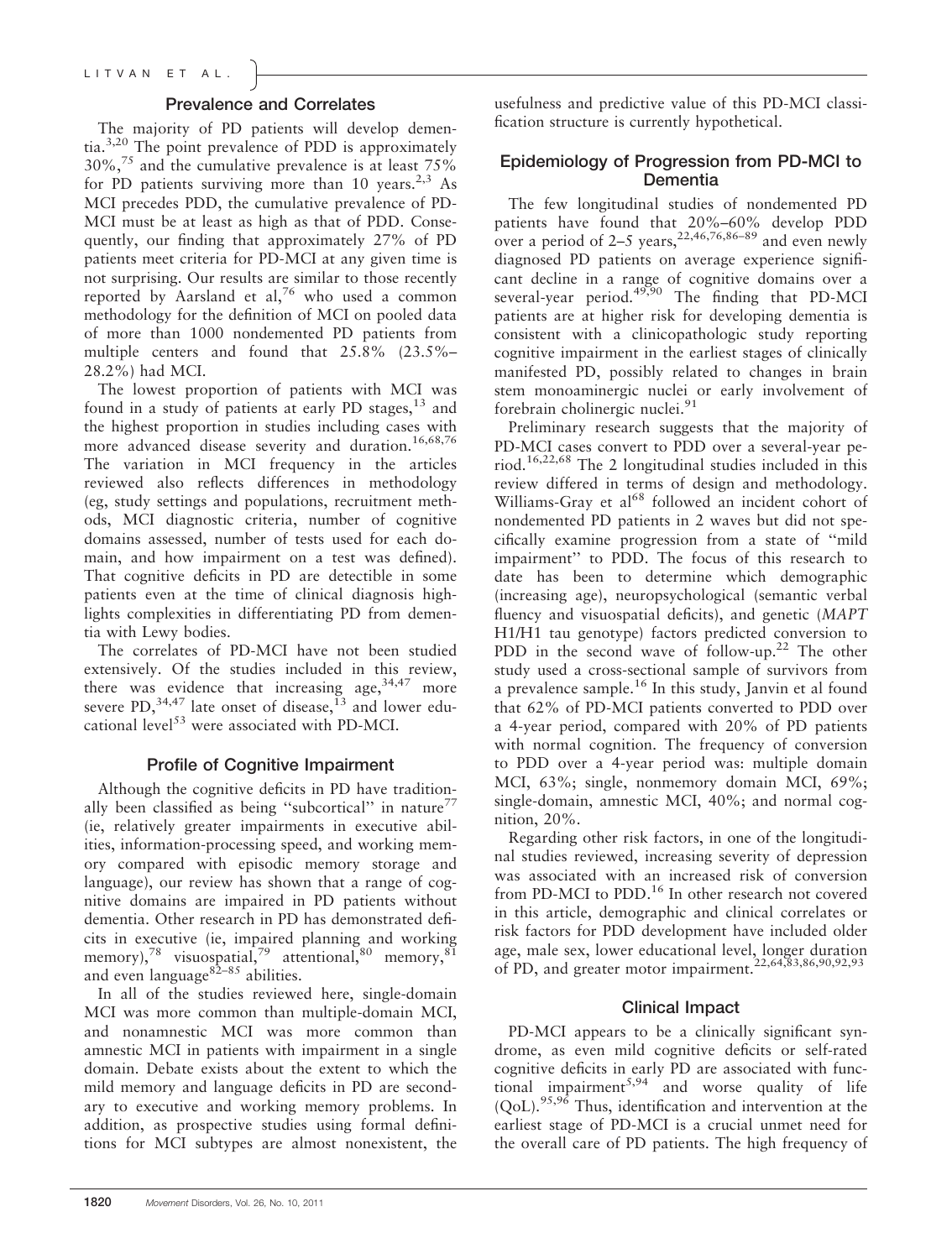## Prevalence and Correlates

The majority of PD patients will develop dementia.[3,20] The point prevalence of PDD is approximately 30%,[75] and the cumulative prevalence is at least 75% for PD patients surviving more than 10 years.[2,3] As MCI precedes PDD, the cumulative prevalence of PD-MCI must be at least as high as that of PDD. Consequently, our finding that approximately 27% of PD patients meet criteria for PD-MCI at any given time is not surprising. Our results are similar to those recently reported by Aarsland et al,[76] who used a common methodology for the definition of MCI on pooled data of more than 1000 nondemented PD patients from multiple centers and found that 25.8% (23.5%–28.2%) had MCI.

The lowest proportion of patients with MCI was found in a study of patients at early PD stages,[13] and the highest proportion in studies including cases with more advanced disease severity and duration.[16,68,76] The variation in MCI frequency in the articles reviewed also reflects differences in methodology (eg, study settings and populations, recruitment methods, MCI diagnostic criteria, number of cognitive domains assessed, number of tests used for each domain, and how impairment on a test was defined). That cognitive deficits in PD are detectible in some patients even at the time of clinical diagnosis highlights complexities in differentiating PD from dementia with Lewy bodies.

The correlates of PD-MCI have not been studied extensively. Of the studies included in this review, there was evidence that increasing age,[34,47] more severe PD,[34,47] late onset of disease,[13] and lower educational level[53] were associated with PD-MCI.

## Profile of Cognitive Impairment

Although the cognitive deficits in PD have traditionally been classified as being "subcortical" in nature[77] (ie, relatively greater impairments in executive abilities, information-processing speed, and working memory compared with episodic memory storage and language), our review has shown that a range of cognitive domains are impaired in PD patients without dementia. Other research in PD has demonstrated deficits in executive (ie, impaired planning and working memory),[78] visuospatial,[79] attentional,[80] memory,[81] and even language[82–85] abilities.

In all of the studies reviewed here, single-domain MCI was more common than multiple-domain MCI, and nonamnestic MCI was more common than amnestic MCI in patients with impairment in a single domain. Debate exists about the extent to which the mild memory and language deficits in PD are secondary to executive and working memory problems. In addition, as prospective studies using formal definitions for MCI subtypes are almost nonexistent, the usefulness and predictive value of this PD-MCI classification structure is currently hypothetical.

## Epidemiology of Progression from PD-MCI to Dementia

The few longitudinal studies of nondemented PD patients have found that 20%–60% develop PDD over a period of 2–5 years,[22,46,76,86–89] and even newly diagnosed PD patients on average experience significant decline in a range of cognitive domains over a several-year period.[49,90] The finding that PD-MCI patients are at higher risk for developing dementia is consistent with a clinicopathologic study reporting cognitive impairment in the earliest stages of clinically manifested PD, possibly related to changes in brain stem monoaminergic nuclei or early involvement of forebrain cholinergic nuclei.[91]

Preliminary research suggests that the majority of PD-MCI cases convert to PDD over a several-year period.[16,22,68] The 2 longitudinal studies included in this review differed in terms of design and methodology. Williams-Gray et al[68] followed an incident cohort of nondemented PD patients in 2 waves but did not specifically examine progression from a state of "mild impairment" to PDD. The focus of this research to date has been to determine which demographic (increasing age), neuropsychological (semantic verbal fluency and visuospatial deficits), and genetic (*MAPT* H1/H1 tau genotype) factors predicted conversion to PDD in the second wave of follow-up.[22] The other study used a cross-sectional sample of survivors from a prevalence sample.[16] In this study, Janvin et al found that 62% of PD-MCI patients converted to PDD over a 4-year period, compared with 20% of PD patients with normal cognition. The frequency of conversion to PDD over a 4-year period was: multiple domain MCI, 63%; single, nonmemory domain MCI, 69%; single-domain, amnestic MCI, 40%; and normal cognition, 20%.

Regarding other risk factors, in one of the longitudinal studies reviewed, increasing severity of depression was associated with an increased risk of conversion from PD-MCI to PDD.[16] In other research not covered in this article, demographic and clinical correlates or risk factors for PDD development have included older age, male sex, lower educational level, longer duration of PD, and greater motor impairment.[22,64,83,86,90,92,93]

## Clinical Impact

PD-MCI appears to be a clinically significant syndrome, as even mild cognitive deficits or self-rated cognitive deficits in early PD are associated with functional impairment[5,94] and worse quality of life (QoL).[95,96] Thus, identification and intervention at the earliest stage of PD-MCI is a crucial unmet need for the overall care of PD patients. The high frequency of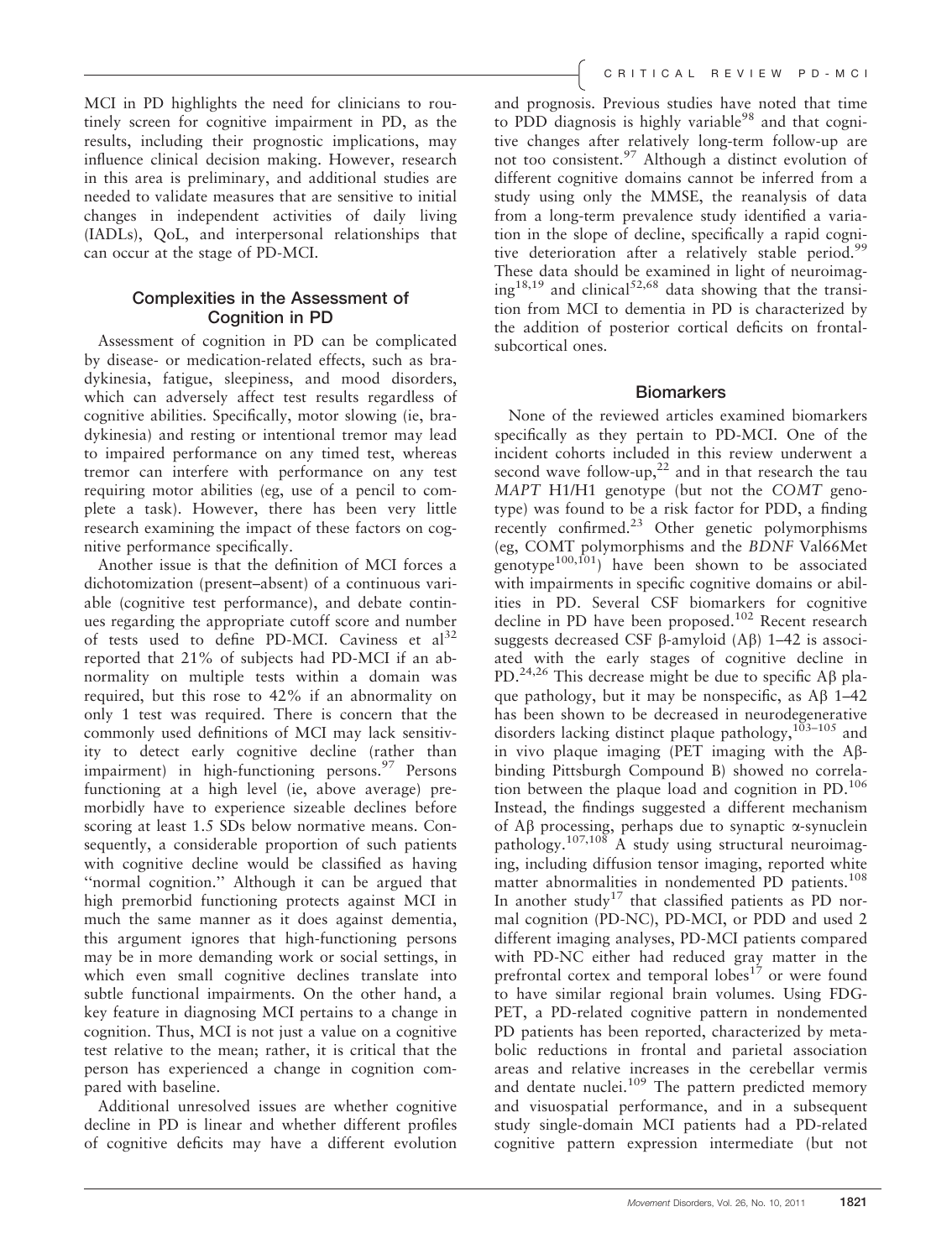MCI in PD highlights the need for clinicians to routinely screen for cognitive impairment in PD, as the results, including their prognostic implications, may influence clinical decision making. However, research in this area is preliminary, and additional studies are needed to validate measures that are sensitive to initial changes in independent activities of daily living (IADLs), QoL, and interpersonal relationships that can occur at the stage of PD-MCI.

### Complexities in the Assessment of Cognition in PD

Assessment of cognition in PD can be complicated by disease- or medication-related effects, such as bradykinesia, fatigue, sleepiness, and mood disorders, which can adversely affect test results regardless of cognitive abilities. Specifically, motor slowing (ie, bradykinesia) and resting or intentional tremor may lead to impaired performance on any timed test, whereas tremor can interfere with performance on any test requiring motor abilities (eg, use of a pencil to complete a task). However, there has been very little research examining the impact of these factors on cognitive performance specifically.

Another issue is that the definition of MCI forces a dichotomization (present–absent) of a continuous variable (cognitive test performance), and debate continues regarding the appropriate cutoff score and number of tests used to define PD-MCI. Caviness et al[32] reported that 21% of subjects had PD-MCI if an abnormality on multiple tests within a domain was required, but this rose to 42% if an abnormality on only 1 test was required. There is concern that the commonly used definitions of MCI may lack sensitivity to detect early cognitive decline (rather than impairment) in high-functioning persons.[97] Persons functioning at a high level (ie, above average) premorbidly have to experience sizeable declines before scoring at least 1.5 SDs below normative means. Consequently, a considerable proportion of such patients with cognitive decline would be classified as having "normal cognition." Although it can be argued that high premorbid functioning protects against MCI in much the same manner as it does against dementia, this argument ignores that high-functioning persons may be in more demanding work or social settings, in which even small cognitive declines translate into subtle functional impairments. On the other hand, a key feature in diagnosing MCI pertains to a change in cognition. Thus, MCI is not just a value on a cognitive test relative to the mean; rather, it is critical that the person has experienced a change in cognition compared with baseline.

Additional unresolved issues are whether cognitive decline in PD is linear and whether different profiles of cognitive deficits may have a different evolution and prognosis. Previous studies have noted that time to PDD diagnosis is highly variable[98] and that cognitive changes after relatively long-term follow-up are not too consistent.[97] Although a distinct evolution of different cognitive domains cannot be inferred from a study using only the MMSE, the reanalysis of data from a long-term prevalence study identified a variation in the slope of decline, specifically a rapid cognitive deterioration after a relatively stable period.[99] These data should be examined in light of neuroimaging[18,19] and clinical[52,68] data showing that the transition from MCI to dementia in PD is characterized by the addition of posterior cortical deficits on frontal-subcortical ones.

### Biomarkers

None of the reviewed articles examined biomarkers specifically as they pertain to PD-MCI. One of the incident cohorts included in this review underwent a second wave follow-up,[22] and in that research the tau *MAPT* H1/H1 genotype (but not the *COMT* genotype) was found to be a risk factor for PDD, a finding recently confirmed.[23] Other genetic polymorphisms (eg, COMT polymorphisms and the *BDNF* Val66Met genotype[100,101]) have been shown to be associated with impairments in specific cognitive domains or abilities in PD. Several CSF biomarkers for cognitive decline in PD have been proposed.[102] Recent research suggests decreased CSF β-amyloid (Aβ) 1–42 is associated with the early stages of cognitive decline in PD.[24,26] This decrease might be due to specific Aβ plaque pathology, but it may be nonspecific, as Aβ 1–42 has been shown to be decreased in neurodegenerative disorders lacking distinct plaque pathology,[103–105] and in vivo plaque imaging (PET imaging with the Aβ-binding Pittsburgh Compound B) showed no correlation between the plaque load and cognition in PD.[106] Instead, the findings suggested a different mechanism of Aβ processing, perhaps due to synaptic α-synuclein pathology.[107,108] A study using structural neuroimaging, including diffusion tensor imaging, reported white matter abnormalities in nondemented PD patients.[108] In another study[17] that classified patients as PD normal cognition (PD-NC), PD-MCI, or PDD and used 2 different imaging analyses, PD-MCI patients compared with PD-NC either had reduced gray matter in the prefrontal cortex and temporal lobes[17] or were found to have similar regional brain volumes. Using FDG-PET, a PD-related cognitive pattern in nondemented PD patients has been reported, characterized by metabolic reductions in frontal and parietal association areas and relative increases in the cerebellar vermis and dentate nuclei.[109] The pattern predicted memory and visuospatial performance, and in a subsequent study single-domain MCI patients had a PD-related cognitive pattern expression intermediate (but not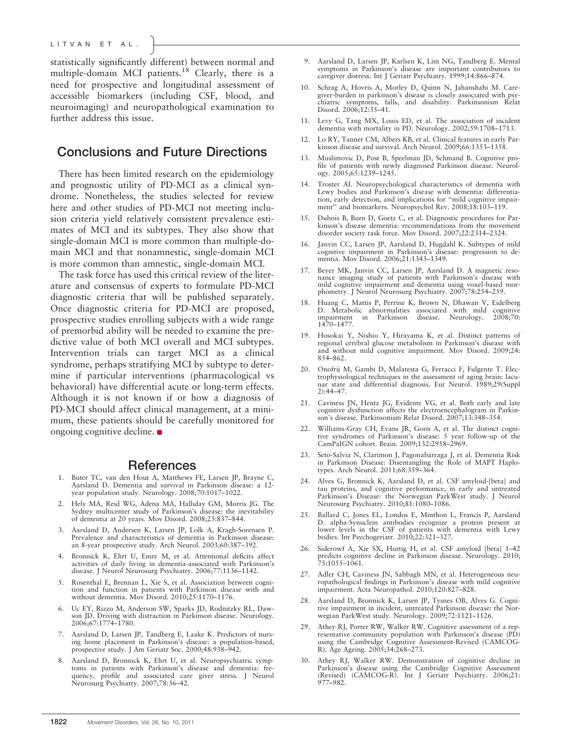statistically significantly different) between normal and multiple-domain MCI patients.[18] Clearly, there is a need for prospective and longitudinal assessment of accessible biomarkers (including CSF, blood, and neuroimaging) and neuropathological examination to further address this issue.

## Conclusions and Future Directions

There has been limited research on the epidemiology and prognostic utility of PD-MCI as a clinical syndrome. Nonetheless, the studies selected for review here and other studies of PD-MCI not meeting inclusion criteria yield relatively consistent prevalence estimates of MCI and its subtypes. They also show that single-domain MCI is more common than multiple-domain MCI and that nonamnestic, single-domain MCI is more common than amnestic, single-domain MCI.

The task force has used this critical review of the literature and consensus of experts to formulate PD-MCI diagnostic criteria that will be published separately. Once diagnostic criteria for PD-MCI are proposed, prospective studies enrolling subjects with a wide range of premorbid ability will be needed to examine the predictive value of both MCI overall and MCI subtypes. Intervention trials can target MCI as a clinical syndrome, perhaps stratifying MCI by subtype to determine if particular interventions (pharmacological vs behavioral) have differential acute or long-term effects. Although it is not known if or how a diagnosis of PD-MCI should affect clinical management, at a minimum, these patients should be carefully monitored for ongoing cognitive decline.

## References

1. Buter TC, van den Hout A, Matthews FE, Larsen JP, Brayne C, Aarsland D. Dementia and survival in Parkinson disease: a 12-year population study. Neurology. 2008;70:1017–1022.
2. Hely MA, Reid WG, Adena MA, Halliday GM, Morris JG. The Sydney multicenter study of Parkinson's disease: the inevitability of dementia at 20 years. Mov Disord. 2008;23:837–844.
3. Aarsland D, Andersen K, Larsen JP, Lolk A, Kragh-Sorensen P. Prevalence and characteristics of dementia in Parkinson disease: an 8-year prospective study. Arch Neurol. 2003;60:387–392.
4. Bronnick K, Ehrt U, Emre M, et al. Attentional deficits affect activities of daily living in dementia-associated with Parkinson's disease. J Neurol Neurosurg Psychiatry. 2006;77:1136–1142.
5. Rosenthal E, Brennan L, Xie S, et al. Association between cognition and function in patients with Parkinson disease with and without dementia. Mov Disord. 2010;25:1170–1176.
6. Uc EY, Rizzo M, Anderson SW, Sparks JD, Rodnitzky RL, Dawson JD. Driving with distraction in Parkinson disease. Neurology. 2006;67:1774–1780.
7. Aarsland D, Larsen JP, Tandberg E, Laake K. Predictors of nursing home placement in Parkinson's disease: a population-based, prospective study. J Am Geriatr Soc. 2000;48:938–942.
8. Aarsland D, Bronnick K, Ehrt U, et al. Neuropsychiatric symptoms in patients with Parkinson's disease and dementia: frequency, profile and associated care giver stress. J Neurol Neurosurg Psychiatry. 2007;78:36–42.
9. Aarsland D, Larsen JP, Karlsen K, Lim NG, Tandberg E. Mental symptoms in Parkinson's disease are important contributors to caregiver distress. Int J Geriatr Psychiatry. 1999;14:866–874.
10. Schrag A, Hovris A, Morley D, Quinn N, Jahanshahi M. Caregiver-burden in parkinson's disease is closely associated with psychiatric symptoms, falls, and disability. Parkinsonism Relat Disord. 2006;12:35–41.
11. Levy G, Tang MX, Louis ED, et al. The association of incident dementia with mortality in PD. Neurology. 2002;59:1708–1713.
12. Lo RY, Tanner CM, Albers KB, et al. Clinical features in early Parkinson disease and survival. Arch Neurol. 2009;66:1353–1358.
13. Muslimovic D, Post B, Speelman JD, Schmand B. Cognitive profile of patients with newly diagnosed Parkinson disease. Neurology. 2005;65:1239–1245.
14. Troster AI. Neuropsychological characteristics of dementia with Lewy bodies and Parkinson's disease with dementia: differentiation, early detection, and implications for "mild cognitive impairment" and biomarkers. Neuropsychol Rev. 2008;18:103–119.
15. Dubois B, Burn D, Goetz C, et al. Diagnostic procedures for Parkinson's disease dementia: recommendations from the movement disorder society task force. Mov Disord. 2007;22:2314–2324.
16. Janvin CC, Larsen JP, Aarsland D, Hugdahl K. Subtypes of mild cognitive impairment in Parkinson's disease: progression to dementia. Mov Disord. 2006;21:1343–1349.
17. Beyer MK, Janvin CC, Larsen JP, Aarsland D. A magnetic resonance imaging study of patients with Parkinson's disease with mild cognitive impairment and dementia using voxel-based morphometry. J Neurol Neurosurg Psychiatry. 2007;78:254–259.
18. Huang C, Mattis P, Perrine K, Brown N, Dhawan V, Eidelberg D. Metabolic abnormalities associated with mild cognitive impairment in Parkinson disease. Neurology. 2008;70:1470–1477.
19. Hosokai Y, Nishio Y, Hirayama K, et al. Distinct patterns of regional cerebral glucose metabolism in Parkinson's disease with and without mild cognitive impairment. Mov Disord. 2009;24:854–862.
20. Onofrij M, Gambi D, Malatesta G, Ferracci F, Fulgente T. Electrophysiological techniques in the assessment of aging brain: lacunar state and differential diagnosis. Eur Neurol. 1989;29(Suppl 2):44–47.
21. Caviness JN, Hentz JG, Evidente VG, et al. Both early and late cognitive dysfunction affects the electroencephalogram in Parkinson's disease. Parkinsonism Relat Disord. 2007;13:348–354.
22. Williams-Gray CH, Evans JR, Goris A, et al. The distinct cognitive syndromes of Parkinson's disease: 5 year follow-up of the CamPaIGN cohort. Brain. 2009;132:2958–2969.
23. Seto-Salvia N, Clarimon J, Pagonabarraga J, et al. Dementia Risk in Parkinson Disease: Disentangling the Role of MAPT Haplotypes. Arch Neurol. 2011;68:359–364.
24. Alves G, Bronnick K, Aarsland D, et al. CSF amyloid-{beta} and tau proteins, and cognitive performance, in early and untreated Parkinson's Disease: the Norwegian ParkWest study. J Neurol Neurosurg Psychiatry. 2010;81:1080–1086.
25. Ballard C, Jones EL, Londos E, Minthon L, Francis P, Aarsland D. alpha-Synuclein antibodies recognize a protein present at lower levels in the CSF of patients with dementia with Lewy bodies. Int Psychogeriatr. 2010;22:321–327.
26. Siderowf A, Xie SX, Hurtig H, et al. CSF amyloid {beta} 1–42 predicts cognitive decline in Parkinson disease. Neurology. 2010;75:1055–1061.
27. Adler CH, Caviness JN, Sabbagh MN, et al. Heterogeneous neuropathological findings in Parkinson's disease with mild cognitive impairment. Acta Neuropathol. 2010;120:827–828.
28. Aarsland D, Bronnick K, Larsen JP, Tysnes OB, Alves G. Cognitive impairment in incident, untreated Parkinson disease: the Norwegian ParkWest study. Neurology. 2009;72:1121–1126.
29. Athey RJ, Porter RW, Walker RW. Cognitive assessment of a representative community population with Parkinson's disease (PD) using the Cambridge Cognitive Assessment-Revised (CAMCOG-R). Age Ageing. 2005;34:268–273.
30. Athey RJ, Walker RW. Demonstration of cognitive decline in Parkinson's disease using the Cambridge Cognitive Assessment (Revised) (CAMCOG-R). Int J Geriatr Psychiatry. 2006;21:977–982.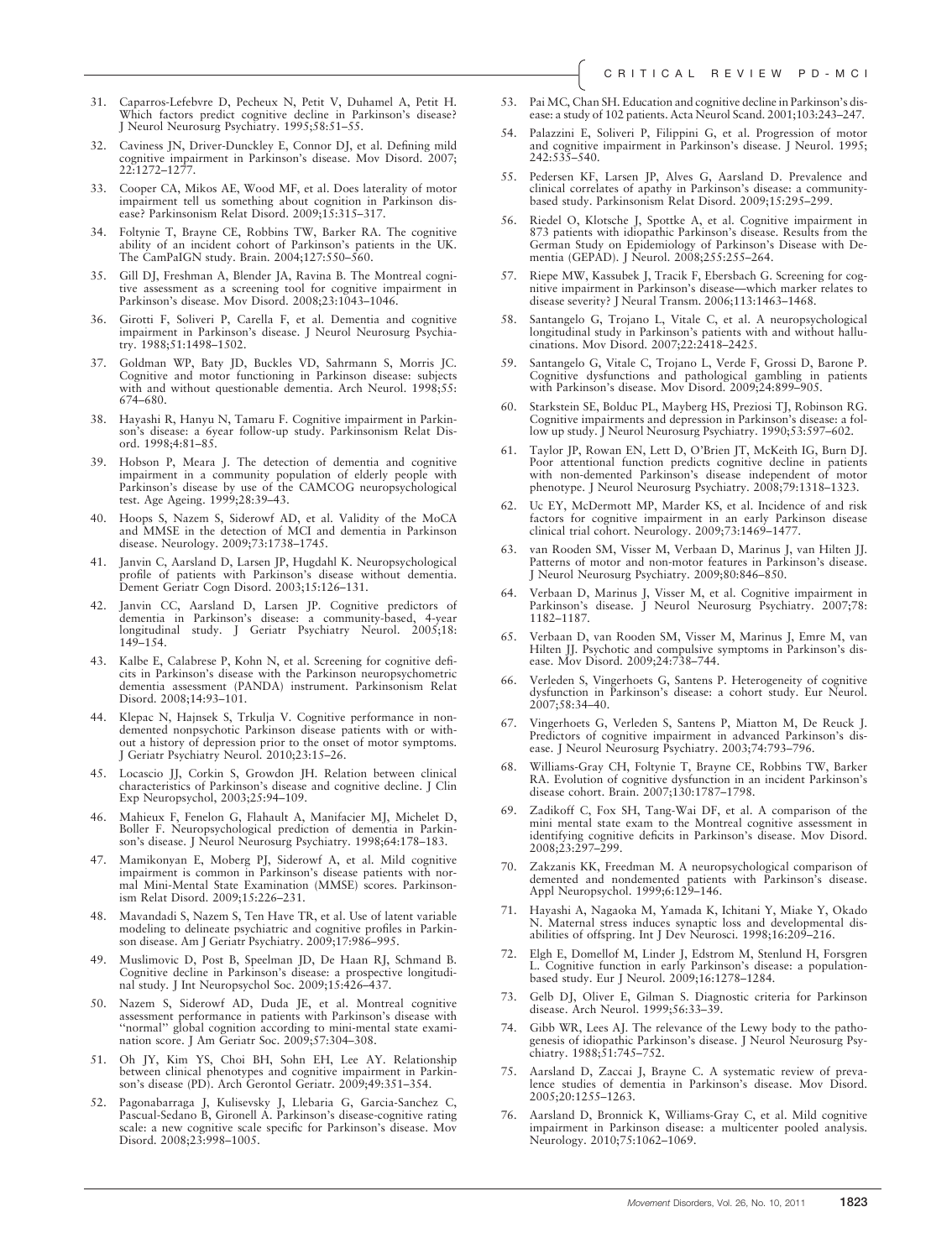31. Caparros-Lefebvre D, Pecheux N, Petit V, Duhamel A, Petit H. Which factors predict cognitive decline in Parkinson's disease? J Neurol Neurosurg Psychiatry. 1995;58:51–55.
32. Caviness JN, Driver-Dunckley E, Connor DJ, et al. Defining mild cognitive impairment in Parkinson's disease. Mov Disord. 2007; 22:1272–1277.
33. Cooper CA, Mikos AE, Wood MF, et al. Does laterality of motor impairment tell us something about cognition in Parkinson disease? Parkinsonism Relat Disord. 2009;15:315–317.
34. Foltynie T, Brayne CE, Robbins TW, Barker RA. The cognitive ability of an incident cohort of Parkinson's patients in the UK. The CamPaIGN study. Brain. 2004;127:550–560.
35. Gill DJ, Freshman A, Blender JA, Ravina B. The Montreal cognitive assessment as a screening tool for cognitive impairment in Parkinson's disease. Mov Disord. 2008;23:1043–1046.
36. Girotti F, Soliveri P, Carella F, et al. Dementia and cognitive impairment in Parkinson's disease. J Neurol Neurosurg Psychiatry. 1988;51:1498–1502.
37. Goldman WP, Baty JD, Buckles VD, Sahrmann S, Morris JC. Cognitive and motor functioning in Parkinson disease: subjects with and without questionable dementia. Arch Neurol. 1998;55: 674–680.
38. Hayashi R, Hanyu N, Tamaru F. Cognitive impairment in Parkinson's disease: a 6year follow-up study. Parkinsonism Relat Disord. 1998;4:81–85.
39. Hobson P, Meara J. The detection of dementia and cognitive impairment in a community population of elderly people with Parkinson's disease by use of the CAMCOG neuropsychological test. Age Ageing. 1999;28:39–43.
40. Hoops S, Nazem S, Siderowf AD, et al. Validity of the MoCA and MMSE in the detection of MCI and dementia in Parkinson disease. Neurology. 2009;73:1738–1745.
41. Janvin C, Aarsland D, Larsen JP, Hugdahl K. Neuropsychological profile of patients with Parkinson's disease without dementia. Dement Geriatr Cogn Disord. 2003;15:126–131.
42. Janvin CC, Aarsland D, Larsen JP. Cognitive predictors of dementia in Parkinson's disease: a community-based, 4-year longitudinal study. J Geriatr Psychiatry Neurol. 2005;18: 149–154.
43. Kalbe E, Calabrese P, Kohn N, et al. Screening for cognitive deficits in Parkinson's disease with the Parkinson neuropsychometric dementia assessment (PANDA) instrument. Parkinsonism Relat Disord. 2008;14:93–101.
44. Klepac N, Hajnsek S, Trkulja V. Cognitive performance in nondemented nonpsychotic Parkinson disease patients with or without a history of depression prior to the onset of motor symptoms. J Geriatr Psychiatry Neurol. 2010;23:15–26.
45. Locascio JJ, Corkin S, Growdon JH. Relation between clinical characteristics of Parkinson's disease and cognitive decline. J Clin Exp Neuropsychol, 2003;25:94–109.
46. Mahieux F, Fenelon G, Flahault A, Manifacier MJ, Michelet D, Boller F. Neuropsychological prediction of dementia in Parkinson's disease. J Neurol Neurosurg Psychiatry. 1998;64:178–183.
47. Mamikonyan E, Moberg PJ, Siderowf A, et al. Mild cognitive impairment is common in Parkinson's disease patients with normal Mini-Mental State Examination (MMSE) scores. Parkinsonism Relat Disord. 2009;15:226–231.
48. Mavandadi S, Nazem S, Ten Have TR, et al. Use of latent variable modeling to delineate psychiatric and cognitive profiles in Parkinson disease. Am J Geriatr Psychiatry. 2009;17:986–995.
49. Muslimovic D, Post B, Speelman JD, De Haan RJ, Schmand B. Cognitive decline in Parkinson's disease: a prospective longitudinal study. J Int Neuropsychol Soc. 2009;15:426–437.
50. Nazem S, Siderowf AD, Duda JE, et al. Montreal cognitive assessment performance in patients with Parkinson's disease with "normal" global cognition according to mini-mental state examination score. J Am Geriatr Soc. 2009;57:304–308.
51. Oh JY, Kim YS, Choi BH, Sohn EH, Lee AY. Relationship between clinical phenotypes and cognitive impairment in Parkinson's disease (PD). Arch Gerontol Geriatr. 2009;49:351–354.
52. Pagonabarraga J, Kulisevsky J, Llebaria G, Garcia-Sanchez C, Pascual-Sedano B, Gironell A. Parkinson's disease-cognitive rating scale: a new cognitive scale specific for Parkinson's disease. Mov Disord. 2008;23:998–1005.
53. Pai MC, Chan SH. Education and cognitive decline in Parkinson's disease: a study of 102 patients. Acta Neurol Scand. 2001;103:243–247.
54. Palazzini E, Soliveri P, Filippini G, et al. Progression of motor and cognitive impairment in Parkinson's disease. J Neurol. 1995; 242:535–540.
55. Pedersen KF, Larsen JP, Alves G, Aarsland D. Prevalence and clinical correlates of apathy in Parkinson's disease: a community-based study. Parkinsonism Relat Disord. 2009;15:295–299.
56. Riedel O, Klotsche J, Spottke A, et al. Cognitive impairment in 873 patients with idiopathic Parkinson's disease. Results from the German Study on Epidemiology of Parkinson's Disease with Dementia (GEPAD). J Neurol. 2008;255:255–264.
57. Riepe MW, Kassubek J, Tracik F, Ebersbach G. Screening for cognitive impairment in Parkinson's disease—which marker relates to disease severity? J Neural Transm. 2006;113:1463–1468.
58. Santangelo G, Trojano L, Vitale C, et al. A neuropsychological longitudinal study in Parkinson's patients with and without hallucinations. Mov Disord. 2007;22:2418–2425.
59. Santangelo G, Vitale C, Trojano L, Verde F, Grossi D, Barone P. Cognitive dysfunctions and pathological gambling in patients with Parkinson's disease. Mov Disord. 2009;24:899–905.
60. Starkstein SE, Bolduc PL, Mayberg HS, Preziosi TJ, Robinson RG. Cognitive impairments and depression in Parkinson's disease: a follow up study. J Neurol Neurosurg Psychiatry. 1990;53:597–602.
61. Taylor JP, Rowan EN, Lett D, O'Brien JT, McKeith IG, Burn DJ. Poor attentional function predicts cognitive decline in patients with non-demented Parkinson's disease independent of motor phenotype. J Neurol Neurosurg Psychiatry. 2008;79:1318–1323.
62. Uc EY, McDermott MP, Marder KS, et al. Incidence of and risk factors for cognitive impairment in an early Parkinson disease clinical trial cohort. Neurology. 2009;73:1469–1477.
63. van Rooden SM, Visser M, Verbaan D, Marinus J, van Hilten JJ. Patterns of motor and non-motor features in Parkinson's disease. J Neurol Neurosurg Psychiatry. 2009;80:846–850.
64. Verbaan D, Marinus J, Visser M, et al. Cognitive impairment in Parkinson's disease. J Neurol Neurosurg Psychiatry. 2007;78: 1182–1187.
65. Verbaan D, van Rooden SM, Visser M, Marinus J, Emre M, van Hilten JJ. Psychotic and compulsive symptoms in Parkinson's disease. Mov Disord. 2009;24:738–744.
66. Verleden S, Vingerhoets G, Santens P. Heterogeneity of cognitive dysfunction in Parkinson's disease: a cohort study. Eur Neurol. 2007;58:34–40.
67. Vingerhoets G, Verleden S, Santens P, Miatton M, De Reuck J. Predictors of cognitive impairment in advanced Parkinson's disease. J Neurol Neurosurg Psychiatry. 2003;74:793–796.
68. Williams-Gray CH, Foltynie T, Brayne CE, Robbins TW, Barker RA. Evolution of cognitive dysfunction in an incident Parkinson's disease cohort. Brain. 2007;130:1787–1798.
69. Zadikoff C, Fox SH, Tang-Wai DF, et al. A comparison of the mini mental state exam to the Montreal cognitive assessment in identifying cognitive deficits in Parkinson's disease. Mov Disord. 2008;23:297–299.
70. Zakzanis KK, Freedman M. A neuropsychological comparison of demented and nondemented patients with Parkinson's disease. Appl Neuropsychol. 1999;6:129–146.
71. Hayashi A, Nagaoka M, Yamada K, Ichitani Y, Miake Y, Okado N. Maternal stress induces synaptic loss and developmental disabilities of offspring. Int J Dev Neurosci. 1998;16:209–216.
72. Elgh E, Domellof M, Linder J, Edstrom M, Stenlund H, Forsgren L. Cognitive function in early Parkinson's disease: a population-based study. Eur J Neurol. 2009;16:1278–1284.
73. Gelb DJ, Oliver E, Gilman S. Diagnostic criteria for Parkinson disease. Arch Neurol. 1999;56:33–39.
74. Gibb WR, Lees AJ. The relevance of the Lewy body to the pathogenesis of idiopathic Parkinson's disease. J Neurol Neurosurg Psychiatry. 1988;51:745–752.
75. Aarsland D, Zaccai J, Brayne C. A systematic review of prevalence studies of dementia in Parkinson's disease. Mov Disord. 2005;20:1255–1263.
76. Aarsland D, Bronnick K, Williams-Gray C, et al. Mild cognitive impairment in Parkinson disease: a multicenter pooled analysis. Neurology. 2010;75:1062–1069.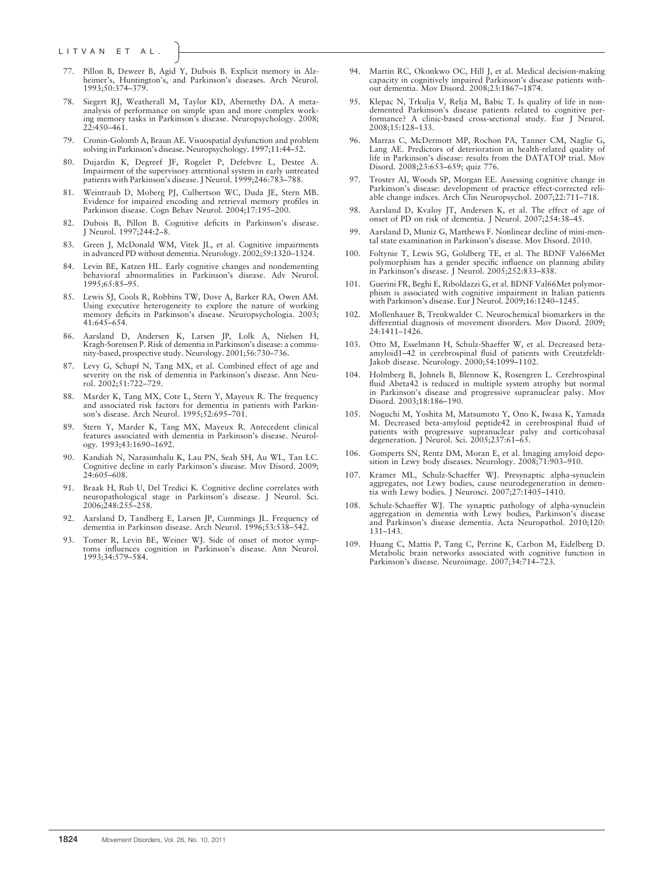77. Pillon B, Deweer B, Agid Y, Dubois B. Explicit memory in Alzheimer's, Huntington's, and Parkinson's diseases. Arch Neurol. 1993;50:374–379.

78. Siegert RJ, Weatherall M, Taylor KD, Abernethy DA. A meta-analysis of performance on simple span and more complex working memory tasks in Parkinson's disease. Neuropsychology. 2008; 22:450–461.

79. Cronin-Golomb A, Braun AE. Visuospatial dysfunction and problem solving in Parkinson's disease. Neuropsychology. 1997;11:44–52.

80. Dujardin K, Degreef JF, Rogelet P, Defebvre L, Destee A. Impairment of the supervisory attentional system in early untreated patients with Parkinson's disease. J Neurol. 1999;246:783–788.

81. Weintraub D, Moberg PJ, Culbertson WC, Duda JE, Stern MB. Evidence for impaired encoding and retrieval memory profiles in Parkinson disease. Cogn Behav Neurol. 2004;17:195–200.

82. Dubois B, Pillon B. Cognitive deficits in Parkinson's disease. J Neurol. 1997;244:2–8.

83. Green J, McDonald WM, Vitek JL, et al. Cognitive impairments in advanced PD without dementia. Neurology. 2002;59:1320–1324.

84. Levin BE, Katzen HL. Early cognitive changes and nondementing behavioral abnormalities in Parkinson's disease. Adv Neurol. 1995;65:85–95.

85. Lewis SJ, Cools R, Robbins TW, Dove A, Barker RA, Owen AM. Using executive heterogeneity to explore the nature of working memory deficits in Parkinson's disease. Neuropsychologia. 2003; 41:645–654.

86. Aarsland D, Andersen K, Larsen JP, Lolk A, Nielsen H, Kragh-Sorensen P. Risk of dementia in Parkinson's disease: a community-based, prospective study. Neurology. 2001;56:730–736.

87. Levy G, Schupf N, Tang MX, et al. Combined effect of age and severity on the risk of dementia in Parkinson's disease. Ann Neurol. 2002;51:722–729.

88. Marder K, Tang MX, Cote L, Stern Y, Mayeux R. The frequency and associated risk factors for dementia in patients with Parkinson's disease. Arch Neurol. 1995;52:695–701.

89. Stern Y, Marder K, Tang MX, Mayeux R. Antecedent clinical features associated with dementia in Parkinson's disease. Neurology. 1993;43:1690–1692.

90. Kandiah N, Narasimhalu K, Lau PN, Seah SH, Au WL, Tan LC. Cognitive decline in early Parkinson's disease. Mov Disord. 2009; 24:605–608.

91. Braak H, Rub U, Del Tredici K. Cognitive decline correlates with neuropathological stage in Parkinson's disease. J Neurol. Sci. 2006;248:255–258.

92. Aarsland D, Tandberg E, Larsen JP, Cummings JL. Frequency of dementia in Parkinson disease. Arch Neurol. 1996;53:538–542.

93. Tomer R, Levin BE, Weiner WJ. Side of onset of motor symptoms influences cognition in Parkinson's disease. Ann Neurol. 1993;34:579–584.

94. Martin RC, Okonkwo OC, Hill J, et al. Medical decision-making capacity in cognitively impaired Parkinson's disease patients without dementia. Mov Disord. 2008;23:1867–1874.

95. Klepac N, Trkulja V, Relja M, Babic T. Is quality of life in non-demented Parkinson's disease patients related to cognitive performance? A clinic-based cross-sectional study. Eur J Neurol. 2008;15:128–133.

96. Marras C, McDermott MP, Rochon PA, Tanner CM, Naglie G, Lang AE. Predictors of deterioration in health-related quality of life in Parkinson's disease: results from the DATATOP trial. Mov Disord. 2008;23:653–659; quiz 776.

97. Troster AI, Woods SP, Morgan EE. Assessing cognitive change in Parkinson's disease: development of practice effect-corrected reliable change indices. Arch Clin Neuropsychol. 2007;22:711–718.

98. Aarsland D, Kvaloy JT, Andersen K, et al. The effect of age of onset of PD on risk of dementia. J Neurol. 2007;254:38–45.

99. Aarsland D, Muniz G, Matthews F. Nonlinear decline of mini-mental state examination in Parkinson's disease. Mov Disord. 2010.

100. Foltynie T, Lewis SG, Goldberg TE, et al. The BDNF Val66Met polymorphism has a gender specific influence on planning ability in Parkinson's disease. J Neurol. 2005;252:833–838.

101. Guerini FR, Beghi E, Riboldazzi G, et al. BDNF Val66Met polymorphism is associated with cognitive impairment in Italian patients with Parkinson's disease. Eur J Neurol. 2009;16:1240–1245.

102. Mollenhauer B, Trenkwalder C. Neurochemical biomarkers in the differential diagnosis of movement disorders. Mov Disord. 2009; 24:1411–1426.

103. Otto M, Esselmann H, Schulz-Shaeffer W, et al. Decreased beta-amyloid1–42 in cerebrospinal fluid of patients with Creutzfeldt-Jakob disease. Neurology. 2000;54:1099–1102.

104. Holmberg B, Johnels B, Blennow K, Rosengren L. Cerebrospinal fluid Abeta42 is reduced in multiple system atrophy but normal in Parkinson's disease and progressive supranuclear palsy. Mov Disord. 2003;18:186–190.

105. Noguchi M, Yoshita M, Matsumoto Y, Ono K, Iwasa K, Yamada M. Decreased beta-amyloid peptide42 in cerebrospinal fluid of patients with progressive supranuclear palsy and corticobasal degeneration. J Neurol. Sci. 2005;237:61–65.

106. Gomperts SN, Rentz DM, Moran E, et al. Imaging amyloid deposition in Lewy body diseases. Neurology. 2008;71:903–910.

107. Kramer ML, Schulz-Schaeffer WJ. Presynaptic alpha-synuclein aggregates, not Lewy bodies, cause neurodegeneration in dementia with Lewy bodies. J Neurosci. 2007;27:1405–1410.

108. Schulz-Schaeffer WJ. The synaptic pathology of alpha-synuclein aggregation in dementia with Lewy bodies, Parkinson's disease and Parkinson's disease dementia. Acta Neuropathol. 2010;120: 131–143.

109. Huang C, Mattis P, Tang C, Perrine K, Carbon M, Eidelberg D. Metabolic brain networks associated with cognitive function in Parkinson's disease. Neuroimage. 2007;34:714–723.